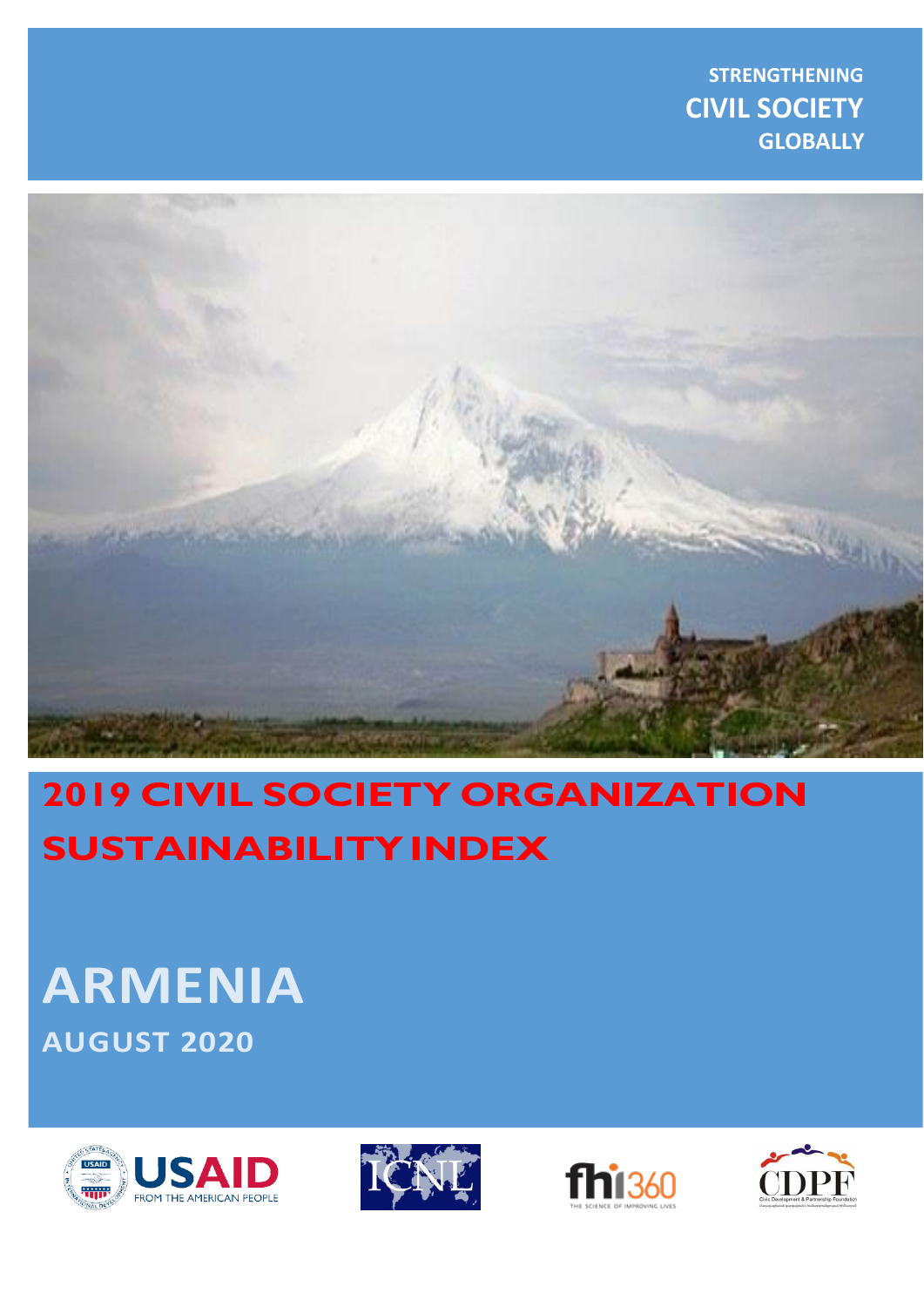STRENGTHENING
**CIVIL SOCIETY**
GLOBALLY

# 2019 CIVIL SOCIETY ORGANIZATION SUSTAINABILITY INDEX

# ARMENIA

## AUGUST 2020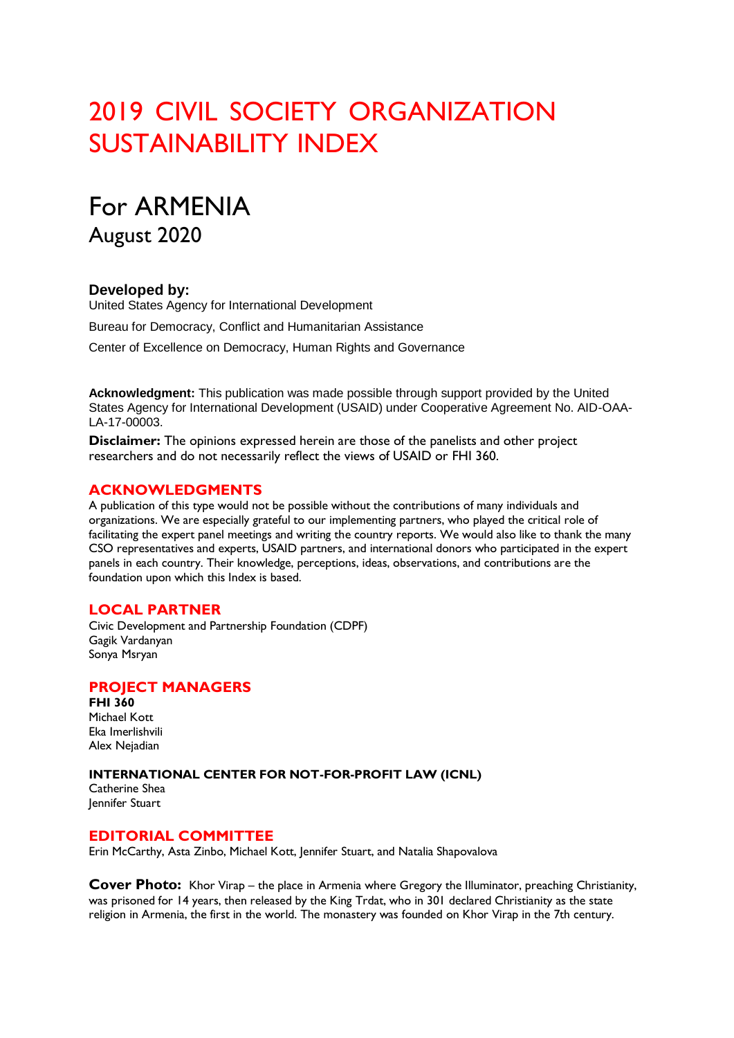# 2019 CIVIL SOCIETY ORGANIZATION SUSTAINABILITY INDEX

## For ARMENIA

August 2020

### Developed by:

United States Agency for International Development

Bureau for Democracy, Conflict and Humanitarian Assistance

Center of Excellence on Democracy, Human Rights and Governance

**Acknowledgment:** This publication was made possible through support provided by the United States Agency for International Development (USAID) under Cooperative Agreement No. AID-OAA-LA-17-00003.

**Disclaimer:** The opinions expressed herein are those of the panelists and other project researchers and do not necessarily reflect the views of USAID or FHI 360.

## ACKNOWLEDGMENTS

A publication of this type would not be possible without the contributions of many individuals and organizations. We are especially grateful to our implementing partners, who played the critical role of facilitating the expert panel meetings and writing the country reports. We would also like to thank the many CSO representatives and experts, USAID partners, and international donors who participated in the expert panels in each country. Their knowledge, perceptions, ideas, observations, and contributions are the foundation upon which this Index is based.

## LOCAL PARTNER

Civic Development and Partnership Foundation (CDPF)
Gagik Vardanyan
Sonya Msryan

## PROJECT MANAGERS

**FHI 360**
Michael Kott
Eka Imerlishvili
Alex Nejadian

**INTERNATIONAL CENTER FOR NOT-FOR-PROFIT LAW (ICNL)**
Catherine Shea
Jennifer Stuart

## EDITORIAL COMMITTEE

Erin McCarthy, Asta Zinbo, Michael Kott, Jennifer Stuart, and Natalia Shapovalova

**Cover Photo:** Khor Virap – the place in Armenia where Gregory the Illuminator, preaching Christianity, was prisoned for 14 years, then released by the King Trdat, who in 301 declared Christianity as the state religion in Armenia, the first in the world. The monastery was founded on Khor Virap in the 7th century.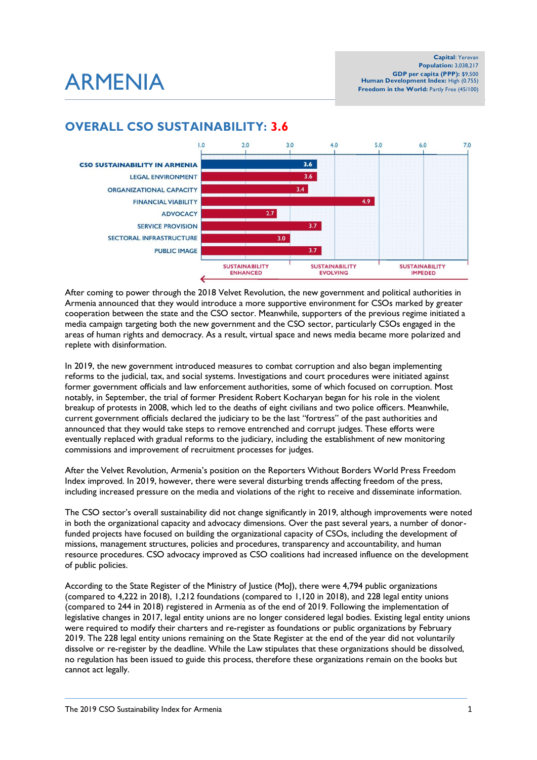# ARMENIA

**Capital**: Yerevan
**Population:** 3,038,217
**GDP per capita (PPP):** $9,500
**Human Development Index:** High (0.755)
**Freedom in the World:** Partly Free (45/100)

## OVERALL CSO SUSTAINABILITY: 3.6

| Dimension | Score |
|---|---|
| CSO SUSTAINABILITY IN ARMENIA | 3.6 |
| LEGAL ENVIRONMENT | 3.6 |
| ORGANIZATIONAL CAPACITY | 3.4 |
| FINANCIAL VIABILITY | 4.9 |
| ADVOCACY | 2.7 |
| SERVICE PROVISION | 3.7 |
| SECTORAL INFRASTRUCTURE | 3.0 |
| PUBLIC IMAGE | 3.7 |

Scale: 1.0–3.0 SUSTAINABILITY ENHANCED; 3.0–5.0 SUSTAINABILITY EVOLVING; 5.0–7.0 SUSTAINABILITY IMPEDED

After coming to power through the 2018 Velvet Revolution, the new government and political authorities in Armenia announced that they would introduce a more supportive environment for CSOs marked by greater cooperation between the state and the CSO sector. Meanwhile, supporters of the previous regime initiated a media campaign targeting both the new government and the CSO sector, particularly CSOs engaged in the areas of human rights and democracy. As a result, virtual space and news media became more polarized and replete with disinformation.

In 2019, the new government introduced measures to combat corruption and also began implementing reforms to the judicial, tax, and social systems. Investigations and court procedures were initiated against former government officials and law enforcement authorities, some of which focused on corruption. Most notably, in September, the trial of former President Robert Kocharyan began for his role in the violent breakup of protests in 2008, which led to the deaths of eight civilians and two police officers. Meanwhile, current government officials declared the judiciary to be the last "fortress" of the past authorities and announced that they would take steps to remove entrenched and corrupt judges. These efforts were eventually replaced with gradual reforms to the judiciary, including the establishment of new monitoring commissions and improvement of recruitment processes for judges.

After the Velvet Revolution, Armenia's position on the Reporters Without Borders World Press Freedom Index improved. In 2019, however, there were several disturbing trends affecting freedom of the press, including increased pressure on the media and violations of the right to receive and disseminate information.

The CSO sector's overall sustainability did not change significantly in 2019, although improvements were noted in both the organizational capacity and advocacy dimensions. Over the past several years, a number of donor-funded projects have focused on building the organizational capacity of CSOs, including the development of missions, management structures, policies and procedures, transparency and accountability, and human resource procedures. CSO advocacy improved as CSO coalitions had increased influence on the development of public policies.

According to the State Register of the Ministry of Justice (MoJ), there were 4,794 public organizations (compared to 4,222 in 2018), 1,212 foundations (compared to 1,120 in 2018), and 228 legal entity unions (compared to 244 in 2018) registered in Armenia as of the end of 2019. Following the implementation of legislative changes in 2017, legal entity unions are no longer considered legal bodies. Existing legal entity unions were required to modify their charters and re-register as foundations or public organizations by February 2019. The 228 legal entity unions remaining on the State Register at the end of the year did not voluntarily dissolve or re-register by the deadline. While the Law stipulates that these organizations should be dissolved, no regulation has been issued to guide this process, therefore these organizations remain on the books but cannot act legally.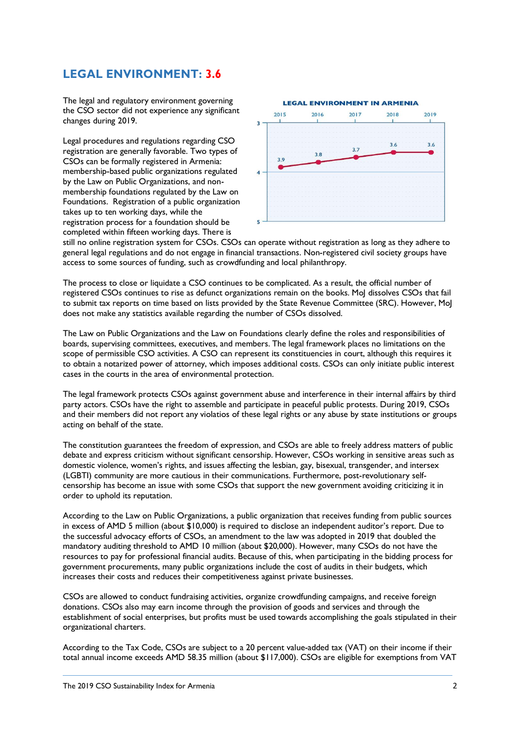## LEGAL ENVIRONMENT: 3.6

The legal and regulatory environment governing the CSO sector did not experience any significant changes during 2019.

Legal procedures and regulations regarding CSO registration are generally favorable. Two types of CSOs can be formally registered in Armenia: membership-based public organizations regulated by the Law on Public Organizations, and non-membership foundations regulated by the Law on Foundations. Registration of a public organization takes up to ten working days, while the registration process for a foundation should be completed within fifteen working days. There is still no online registration system for CSOs. CSOs can operate without registration as long as they adhere to general legal regulations and do not engage in financial transactions. Non-registered civil society groups have access to some sources of funding, such as crowdfunding and local philanthropy.

**LEGAL ENVIRONMENT IN ARMENIA**

| 2015 | 2016 | 2017 | 2018 | 2019 |
|---|---|---|---|---|
| 3.9 | 3.8 | 3.7 | 3.6 | 3.6 |

The process to close or liquidate a CSO continues to be complicated. As a result, the official number of registered CSOs continues to rise as defunct organizations remain on the books. MoJ dissolves CSOs that fail to submit tax reports on time based on lists provided by the State Revenue Committee (SRC). However, MoJ does not make any statistics available regarding the number of CSOs dissolved.

The Law on Public Organizations and the Law on Foundations clearly define the roles and responsibilities of boards, supervising committees, executives, and members. The legal framework places no limitations on the scope of permissible CSO activities. A CSO can represent its constituencies in court, although this requires it to obtain a notarized power of attorney, which imposes additional costs. CSOs can only initiate public interest cases in the courts in the area of environmental protection.

The legal framework protects CSOs against government abuse and interference in their internal affairs by third party actors. CSOs have the right to assemble and participate in peaceful public protests. During 2019, CSOs and their members did not report any violatios of these legal rights or any abuse by state institutions or groups acting on behalf of the state.

The constitution guarantees the freedom of expression, and CSOs are able to freely address matters of public debate and express criticism without significant censorship. However, CSOs working in sensitive areas such as domestic violence, women's rights, and issues affecting the lesbian, gay, bisexual, transgender, and intersex (LGBTI) community are more cautious in their communications. Furthermore, post-revolutionary self-censorship has become an issue with some CSOs that support the new government avoiding criticizing it in order to uphold its reputation.

According to the Law on Public Organizations, a public organization that receives funding from public sources in excess of AMD 5 million (about $10,000) is required to disclose an independent auditor's report. Due to the successful advocacy efforts of CSOs, an amendment to the law was adopted in 2019 that doubled the mandatory auditing threshold to AMD 10 million (about $20,000). However, many CSOs do not have the resources to pay for professional financial audits. Because of this, when participating in the bidding process for government procurements, many public organizations include the cost of audits in their budgets, which increases their costs and reduces their competitiveness against private businesses.

CSOs are allowed to conduct fundraising activities, organize crowdfunding campaigns, and receive foreign donations. CSOs also may earn income through the provision of goods and services and through the establishment of social enterprises, but profits must be used towards accomplishing the goals stipulated in their organizational charters.

According to the Tax Code, CSOs are subject to a 20 percent value-added tax (VAT) on their income if their total annual income exceeds AMD 58.35 million (about $117,000). CSOs are eligible for exemptions from VAT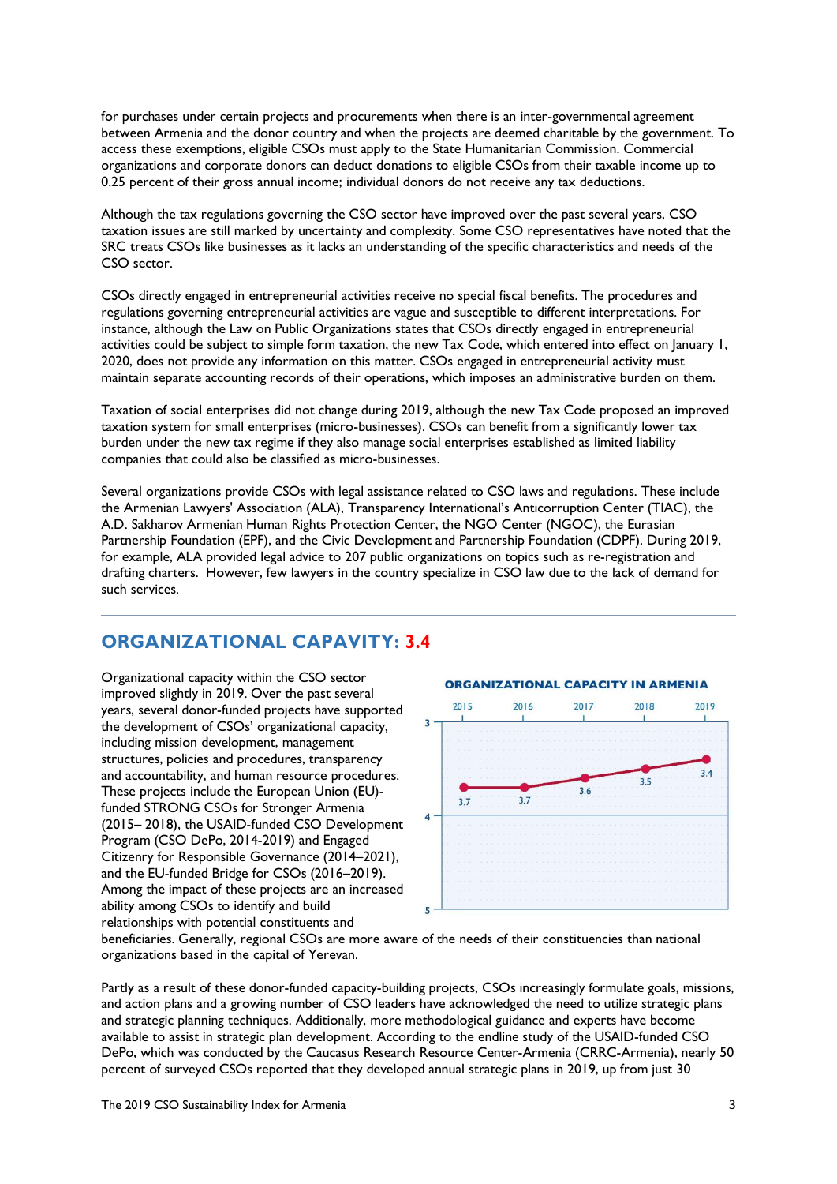for purchases under certain projects and procurements when there is an inter-governmental agreement between Armenia and the donor country and when the projects are deemed charitable by the government. To access these exemptions, eligible CSOs must apply to the State Humanitarian Commission. Commercial organizations and corporate donors can deduct donations to eligible CSOs from their taxable income up to 0.25 percent of their gross annual income; individual donors do not receive any tax deductions.

Although the tax regulations governing the CSO sector have improved over the past several years, CSO taxation issues are still marked by uncertainty and complexity. Some CSO representatives have noted that the SRC treats CSOs like businesses as it lacks an understanding of the specific characteristics and needs of the CSO sector.

CSOs directly engaged in entrepreneurial activities receive no special fiscal benefits. The procedures and regulations governing entrepreneurial activities are vague and susceptible to different interpretations. For instance, although the Law on Public Organizations states that CSOs directly engaged in entrepreneurial activities could be subject to simple form taxation, the new Tax Code, which entered into effect on January 1, 2020, does not provide any information on this matter. CSOs engaged in entrepreneurial activity must maintain separate accounting records of their operations, which imposes an administrative burden on them.

Taxation of social enterprises did not change during 2019, although the new Tax Code proposed an improved taxation system for small enterprises (micro-businesses). CSOs can benefit from a significantly lower tax burden under the new tax regime if they also manage social enterprises established as limited liability companies that could also be classified as micro-businesses.

Several organizations provide CSOs with legal assistance related to CSO laws and regulations. These include the Armenian Lawyers' Association (ALA), Transparency International's Anticorruption Center (TIAC), the A.D. Sakharov Armenian Human Rights Protection Center, the NGO Center (NGOC), the Eurasian Partnership Foundation (EPF), and the Civic Development and Partnership Foundation (CDPF). During 2019, for example, ALA provided legal advice to 207 public organizations on topics such as re-registration and drafting charters. However, few lawyers in the country specialize in CSO law due to the lack of demand for such services.

## ORGANIZATIONAL CAPAVITY: 3.4

**ORGANIZATIONAL CAPACITY IN ARMENIA**

| 2015 | 2016 | 2017 | 2018 | 2019 |
|---|---|---|---|---|
| 3.7 | 3.7 | 3.6 | 3.5 | 3.4 |

Organizational capacity within the CSO sector improved slightly in 2019. Over the past several years, several donor-funded projects have supported the development of CSOs' organizational capacity, including mission development, management structures, policies and procedures, transparency and accountability, and human resource procedures. These projects include the European Union (EU)-funded STRONG CSOs for Stronger Armenia (2015– 2018), the USAID-funded CSO Development Program (CSO DePo, 2014-2019) and Engaged Citizenry for Responsible Governance (2014–2021), and the EU-funded Bridge for CSOs (2016–2019). Among the impact of these projects are an increased ability among CSOs to identify and build relationships with potential constituents and beneficiaries. Generally, regional CSOs are more aware of the needs of their constituencies than national organizations based in the capital of Yerevan.

Partly as a result of these donor-funded capacity-building projects, CSOs increasingly formulate goals, missions, and action plans and a growing number of CSO leaders have acknowledged the need to utilize strategic plans and strategic planning techniques. Additionally, more methodological guidance and experts have become available to assist in strategic plan development. According to the endline study of the USAID-funded CSO DePo, which was conducted by the Caucasus Research Resource Center-Armenia (CRRC-Armenia), nearly 50 percent of surveyed CSOs reported that they developed annual strategic plans in 2019, up from just 30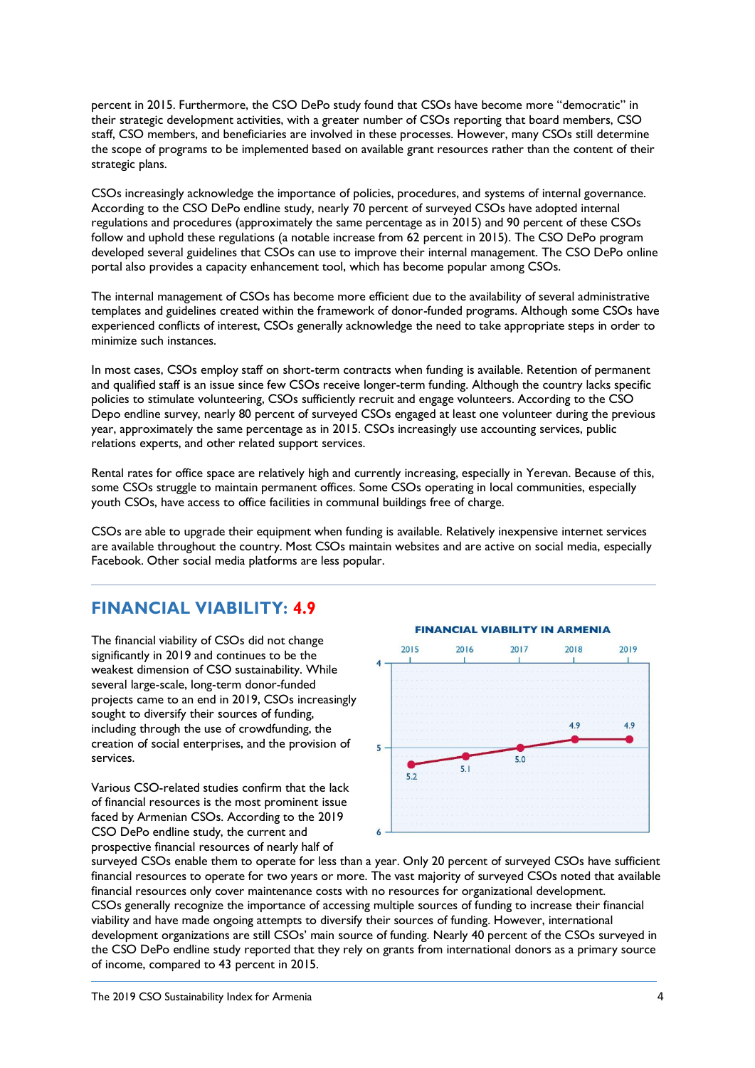percent in 2015. Furthermore, the CSO DePo study found that CSOs have become more "democratic" in their strategic development activities, with a greater number of CSOs reporting that board members, CSO staff, CSO members, and beneficiaries are involved in these processes. However, many CSOs still determine the scope of programs to be implemented based on available grant resources rather than the content of their strategic plans.

CSOs increasingly acknowledge the importance of policies, procedures, and systems of internal governance. According to the CSO DePo endline study, nearly 70 percent of surveyed CSOs have adopted internal regulations and procedures (approximately the same percentage as in 2015) and 90 percent of these CSOs follow and uphold these regulations (a notable increase from 62 percent in 2015). The CSO DePo program developed several guidelines that CSOs can use to improve their internal management. The CSO DePo online portal also provides a capacity enhancement tool, which has become popular among CSOs.

The internal management of CSOs has become more efficient due to the availability of several administrative templates and guidelines created within the framework of donor-funded programs. Although some CSOs have experienced conflicts of interest, CSOs generally acknowledge the need to take appropriate steps in order to minimize such instances.

In most cases, CSOs employ staff on short-term contracts when funding is available. Retention of permanent and qualified staff is an issue since few CSOs receive longer-term funding. Although the country lacks specific policies to stimulate volunteering, CSOs sufficiently recruit and engage volunteers. According to the CSO Depo endline survey, nearly 80 percent of surveyed CSOs engaged at least one volunteer during the previous year, approximately the same percentage as in 2015. CSOs increasingly use accounting services, public relations experts, and other related support services.

Rental rates for office space are relatively high and currently increasing, especially in Yerevan. Because of this, some CSOs struggle to maintain permanent offices. Some CSOs operating in local communities, especially youth CSOs, have access to office facilities in communal buildings free of charge.

CSOs are able to upgrade their equipment when funding is available. Relatively inexpensive internet services are available throughout the country. Most CSOs maintain websites and are active on social media, especially Facebook. Other social media platforms are less popular.

## FINANCIAL VIABILITY: 4.9

**FINANCIAL VIABILITY IN ARMENIA**

| 2015 | 2016 | 2017 | 2018 | 2019 |
|---|---|---|---|---|
| 5.2 | 5.1 | 5.0 | 4.9 | 4.9 |

The financial viability of CSOs did not change significantly in 2019 and continues to be the weakest dimension of CSO sustainability. While several large-scale, long-term donor-funded projects came to an end in 2019, CSOs increasingly sought to diversify their sources of funding, including through the use of crowdfunding, the creation of social enterprises, and the provision of services.

Various CSO-related studies confirm that the lack of financial resources is the most prominent issue faced by Armenian CSOs. According to the 2019 CSO DePo endline study, the current and prospective financial resources of nearly half of surveyed CSOs enable them to operate for less than a year. Only 20 percent of surveyed CSOs have sufficient financial resources to operate for two years or more. The vast majority of surveyed CSOs noted that available financial resources only cover maintenance costs with no resources for organizational development.

CSOs generally recognize the importance of accessing multiple sources of funding to increase their financial viability and have made ongoing attempts to diversify their sources of funding. However, international development organizations are still CSOs' main source of funding. Nearly 40 percent of the CSOs surveyed in the CSO DePo endline study reported that they rely on grants from international donors as a primary source of income, compared to 43 percent in 2015.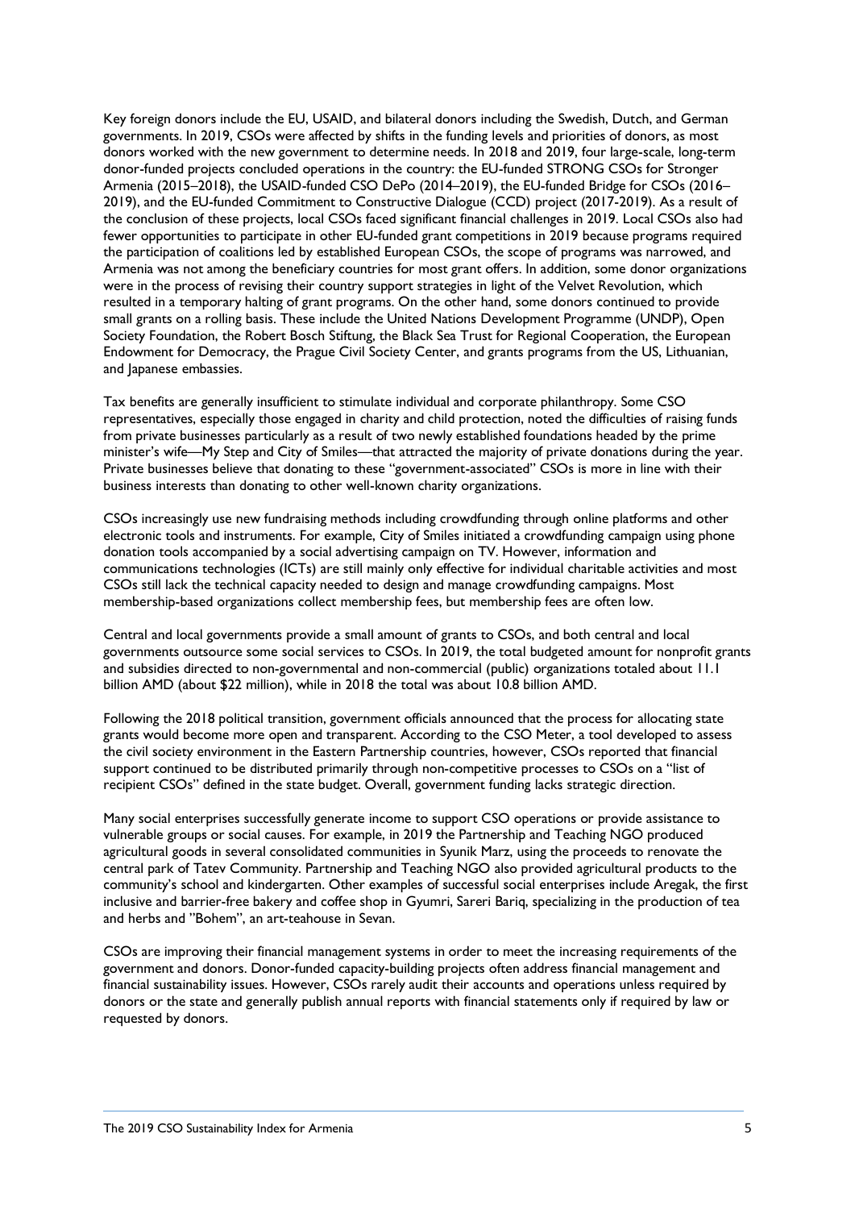Key foreign donors include the EU, USAID, and bilateral donors including the Swedish, Dutch, and German governments. In 2019, CSOs were affected by shifts in the funding levels and priorities of donors, as most donors worked with the new government to determine needs. In 2018 and 2019, four large-scale, long-term donor-funded projects concluded operations in the country: the EU-funded STRONG CSOs for Stronger Armenia (2015–2018), the USAID-funded CSO DePo (2014–2019), the EU-funded Bridge for CSOs (2016–2019), and the EU-funded Commitment to Constructive Dialogue (CCD) project (2017-2019). As a result of the conclusion of these projects, local CSOs faced significant financial challenges in 2019. Local CSOs also had fewer opportunities to participate in other EU-funded grant competitions in 2019 because programs required the participation of coalitions led by established European CSOs, the scope of programs was narrowed, and Armenia was not among the beneficiary countries for most grant offers. In addition, some donor organizations were in the process of revising their country support strategies in light of the Velvet Revolution, which resulted in a temporary halting of grant programs. On the other hand, some donors continued to provide small grants on a rolling basis. These include the United Nations Development Programme (UNDP), Open Society Foundation, the Robert Bosch Stiftung, the Black Sea Trust for Regional Cooperation, the European Endowment for Democracy, the Prague Civil Society Center, and grants programs from the US, Lithuanian, and Japanese embassies.

Tax benefits are generally insufficient to stimulate individual and corporate philanthropy. Some CSO representatives, especially those engaged in charity and child protection, noted the difficulties of raising funds from private businesses particularly as a result of two newly established foundations headed by the prime minister's wife—My Step and City of Smiles—that attracted the majority of private donations during the year. Private businesses believe that donating to these "government-associated" CSOs is more in line with their business interests than donating to other well-known charity organizations.

CSOs increasingly use new fundraising methods including crowdfunding through online platforms and other electronic tools and instruments. For example, City of Smiles initiated a crowdfunding campaign using phone donation tools accompanied by a social advertising campaign on TV. However, information and communications technologies (ICTs) are still mainly only effective for individual charitable activities and most CSOs still lack the technical capacity needed to design and manage crowdfunding campaigns. Most membership-based organizations collect membership fees, but membership fees are often low.

Central and local governments provide a small amount of grants to CSOs, and both central and local governments outsource some social services to CSOs. In 2019, the total budgeted amount for nonprofit grants and subsidies directed to non-governmental and non-commercial (public) organizations totaled about 11.1 billion AMD (about $22 million), while in 2018 the total was about 10.8 billion AMD.

Following the 2018 political transition, government officials announced that the process for allocating state grants would become more open and transparent. According to the CSO Meter, a tool developed to assess the civil society environment in the Eastern Partnership countries, however, CSOs reported that financial support continued to be distributed primarily through non-competitive processes to CSOs on a "list of recipient CSOs" defined in the state budget. Overall, government funding lacks strategic direction.

Many social enterprises successfully generate income to support CSO operations or provide assistance to vulnerable groups or social causes. For example, in 2019 the Partnership and Teaching NGO produced agricultural goods in several consolidated communities in Syunik Marz, using the proceeds to renovate the central park of Tatev Community. Partnership and Teaching NGO also provided agricultural products to the community's school and kindergarten. Other examples of successful social enterprises include Aregak, the first inclusive and barrier-free bakery and coffee shop in Gyumri, Sareri Bariq, specializing in the production of tea and herbs and "Bohem", an art-teahouse in Sevan.

CSOs are improving their financial management systems in order to meet the increasing requirements of the government and donors. Donor-funded capacity-building projects often address financial management and financial sustainability issues. However, CSOs rarely audit their accounts and operations unless required by donors or the state and generally publish annual reports with financial statements only if required by law or requested by donors.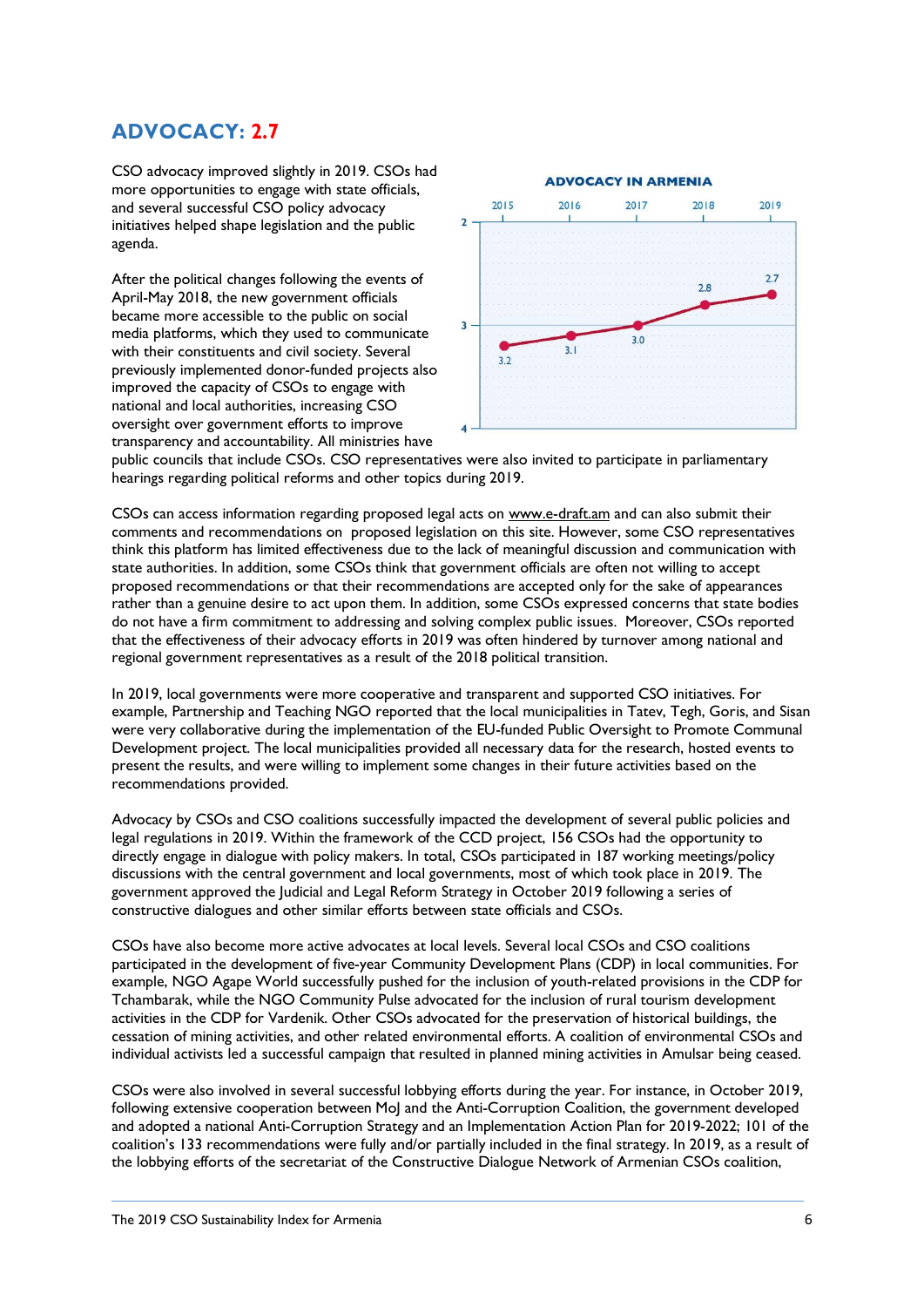## ADVOCACY: 2.7

CSO advocacy improved slightly in 2019. CSOs had more opportunities to engage with state officials, and several successful CSO policy advocacy initiatives helped shape legislation and the public agenda.

After the political changes following the events of April-May 2018, the new government officials became more accessible to the public on social media platforms, which they used to communicate with their constituents and civil society. Several previously implemented donor-funded projects also improved the capacity of CSOs to engage with national and local authorities, increasing CSO oversight over government efforts to improve transparency and accountability. All ministries have public councils that include CSOs. CSO representatives were also invited to participate in parliamentary hearings regarding political reforms and other topics during 2019.

**ADVOCACY IN ARMENIA**

| 2015 | 2016 | 2017 | 2018 | 2019 |
|---|---|---|---|---|
| 3.2 | 3.1 | 3.0 | 2.8 | 2.7 |

CSOs can access information regarding proposed legal acts on www.e-draft.am and can also submit their comments and recommendations on proposed legislation on this site. However, some CSO representatives think this platform has limited effectiveness due to the lack of meaningful discussion and communication with state authorities. In addition, some CSOs think that government officials are often not willing to accept proposed recommendations or that their recommendations are accepted only for the sake of appearances rather than a genuine desire to act upon them. In addition, some CSOs expressed concerns that state bodies do not have a firm commitment to addressing and solving complex public issues. Moreover, CSOs reported that the effectiveness of their advocacy efforts in 2019 was often hindered by turnover among national and regional government representatives as a result of the 2018 political transition.

In 2019, local governments were more cooperative and transparent and supported CSO initiatives. For example, Partnership and Teaching NGO reported that the local municipalities in Tatev, Tegh, Goris, and Sisan were very collaborative during the implementation of the EU-funded Public Oversight to Promote Communal Development project. The local municipalities provided all necessary data for the research, hosted events to present the results, and were willing to implement some changes in their future activities based on the recommendations provided.

Advocacy by CSOs and CSO coalitions successfully impacted the development of several public policies and legal regulations in 2019. Within the framework of the CCD project, 156 CSOs had the opportunity to directly engage in dialogue with policy makers. In total, CSOs participated in 187 working meetings/policy discussions with the central government and local governments, most of which took place in 2019. The government approved the Judicial and Legal Reform Strategy in October 2019 following a series of constructive dialogues and other similar efforts between state officials and CSOs.

CSOs have also become more active advocates at local levels. Several local CSOs and CSO coalitions participated in the development of five-year Community Development Plans (CDP) in local communities. For example, NGO Agape World successfully pushed for the inclusion of youth-related provisions in the CDP for Tchambarak, while the NGO Community Pulse advocated for the inclusion of rural tourism development activities in the CDP for Vardenik. Other CSOs advocated for the preservation of historical buildings, the cessation of mining activities, and other related environmental efforts. A coalition of environmental CSOs and individual activists led a successful campaign that resulted in planned mining activities in Amulsar being ceased.

CSOs were also involved in several successful lobbying efforts during the year. For instance, in October 2019, following extensive cooperation between MoJ and the Anti-Corruption Coalition, the government developed and adopted a national Anti-Corruption Strategy and an Implementation Action Plan for 2019-2022; 101 of the coalition's 133 recommendations were fully and/or partially included in the final strategy. In 2019, as a result of the lobbying efforts of the secretariat of the Constructive Dialogue Network of Armenian CSOs coalition,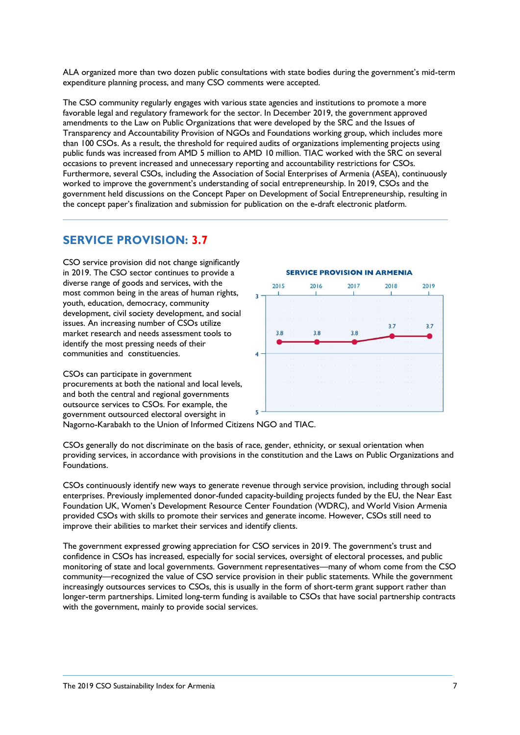ALA organized more than two dozen public consultations with state bodies during the government's mid-term expenditure planning process, and many CSO comments were accepted.

The CSO community regularly engages with various state agencies and institutions to promote a more favorable legal and regulatory framework for the sector. In December 2019, the government approved amendments to the Law on Public Organizations that were developed by the SRC and the Issues of Transparency and Accountability Provision of NGOs and Foundations working group, which includes more than 100 CSOs. As a result, the threshold for required audits of organizations implementing projects using public funds was increased from AMD 5 million to AMD 10 million. TIAC worked with the SRC on several occasions to prevent increased and unnecessary reporting and accountability restrictions for CSOs. Furthermore, several CSOs, including the Association of Social Enterprises of Armenia (ASEA), continuously worked to improve the government's understanding of social entrepreneurship. In 2019, CSOs and the government held discussions on the Concept Paper on Development of Social Entrepreneurship, resulting in the concept paper's finalization and submission for publication on the e-draft electronic platform.

## SERVICE PROVISION: 3.7

CSO service provision did not change significantly in 2019. The CSO sector continues to provide a diverse range of goods and services, with the most common being in the areas of human rights, youth, education, democracy, community development, civil society development, and social issues. An increasing number of CSOs utilize market research and needs assessment tools to identify the most pressing needs of their communities and constituencies.

**SERVICE PROVISION IN ARMENIA**

| 2015 | 2016 | 2017 | 2018 | 2019 |
|---|---|---|---|---|
| 3.8 | 3.8 | 3.8 | 3.7 | 3.7 |

CSOs can participate in government procurements at both the national and local levels, and both the central and regional governments outsource services to CSOs. For example, the government outsourced electoral oversight in Nagorno-Karabakh to the Union of Informed Citizens NGO and TIAC.

CSOs generally do not discriminate on the basis of race, gender, ethnicity, or sexual orientation when providing services, in accordance with provisions in the constitution and the Laws on Public Organizations and Foundations.

CSOs continuously identify new ways to generate revenue through service provision, including through social enterprises. Previously implemented donor-funded capacity-building projects funded by the EU, the Near East Foundation UK, Women's Development Resource Center Foundation (WDRC), and World Vision Armenia provided CSOs with skills to promote their services and generate income. However, CSOs still need to improve their abilities to market their services and identify clients.

The government expressed growing appreciation for CSO services in 2019. The government's trust and confidence in CSOs has increased, especially for social services, oversight of electoral processes, and public monitoring of state and local governments. Government representatives—many of whom come from the CSO community—recognized the value of CSO service provision in their public statements. While the government increasingly outsources services to CSOs, this is usually in the form of short-term grant support rather than longer-term partnerships. Limited long-term funding is available to CSOs that have social partnership contracts with the government, mainly to provide social services.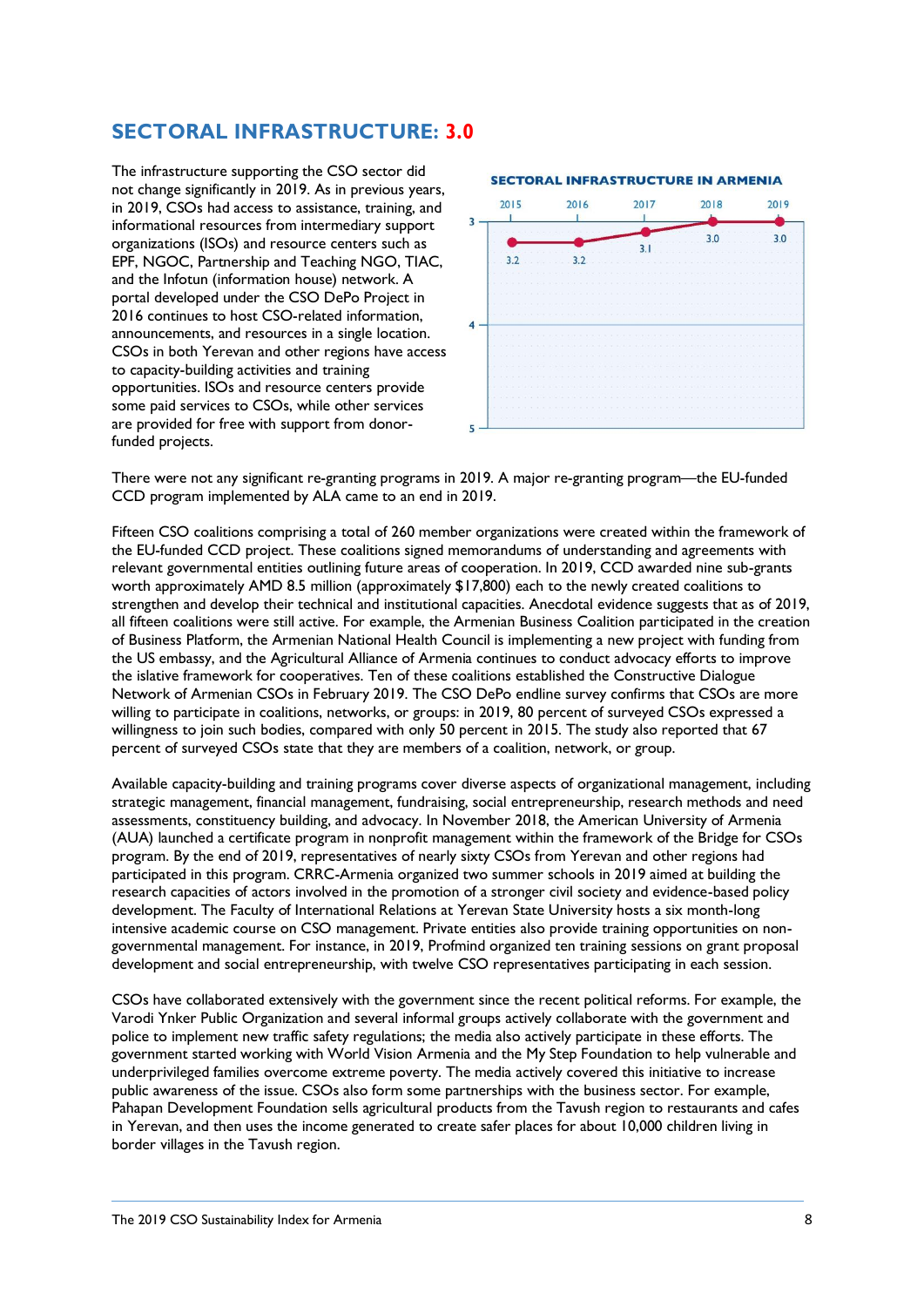## SECTORAL INFRASTRUCTURE: 3.0

The infrastructure supporting the CSO sector did not change significantly in 2019. As in previous years, in 2019, CSOs had access to assistance, training, and informational resources from intermediary support organizations (ISOs) and resource centers such as EPF, NGOC, Partnership and Teaching NGO, TIAC, and the Infotun (information house) network. A portal developed under the CSO DePo Project in 2016 continues to host CSO-related information, announcements, and resources in a single location. CSOs in both Yerevan and other regions have access to capacity-building activities and training opportunities. ISOs and resource centers provide some paid services to CSOs, while other services are provided for free with support from donor-funded projects.

**SECTORAL INFRASTRUCTURE IN ARMENIA**

| 2015 | 2016 | 2017 | 2018 | 2019 |
|---|---|---|---|---|
| 3.2 | 3.2 | 3.1 | 3.0 | 3.0 |

There were not any significant re-granting programs in 2019. A major re-granting program—the EU-funded CCD program implemented by ALA came to an end in 2019.

Fifteen CSO coalitions comprising a total of 260 member organizations were created within the framework of the EU-funded CCD project. These coalitions signed memorandums of understanding and agreements with relevant governmental entities outlining future areas of cooperation. In 2019, CCD awarded nine sub-grants worth approximately AMD 8.5 million (approximately $17,800) each to the newly created coalitions to strengthen and develop their technical and institutional capacities. Anecdotal evidence suggests that as of 2019, all fifteen coalitions were still active. For example, the Armenian Business Coalition participated in the creation of Business Platform, the Armenian National Health Council is implementing a new project with funding from the US embassy, and the Agricultural Alliance of Armenia continues to conduct advocacy efforts to improve the islative framework for cooperatives. Ten of these coalitions established the Constructive Dialogue Network of Armenian CSOs in February 2019. The CSO DePo endline survey confirms that CSOs are more willing to participate in coalitions, networks, or groups: in 2019, 80 percent of surveyed CSOs expressed a willingness to join such bodies, compared with only 50 percent in 2015. The study also reported that 67 percent of surveyed CSOs state that they are members of a coalition, network, or group.

Available capacity-building and training programs cover diverse aspects of organizational management, including strategic management, financial management, fundraising, social entrepreneurship, research methods and need assessments, constituency building, and advocacy. In November 2018, the American University of Armenia (AUA) launched a certificate program in nonprofit management within the framework of the Bridge for CSOs program. By the end of 2019, representatives of nearly sixty CSOs from Yerevan and other regions had participated in this program. CRRC-Armenia organized two summer schools in 2019 aimed at building the research capacities of actors involved in the promotion of a stronger civil society and evidence-based policy development. The Faculty of International Relations at Yerevan State University hosts a six month-long intensive academic course on CSO management. Private entities also provide training opportunities on non-governmental management. For instance, in 2019, Profmind organized ten training sessions on grant proposal development and social entrepreneurship, with twelve CSO representatives participating in each session.

CSOs have collaborated extensively with the government since the recent political reforms. For example, the Varodi Ynker Public Organization and several informal groups actively collaborate with the government and police to implement new traffic safety regulations; the media also actively participate in these efforts. The government started working with World Vision Armenia and the My Step Foundation to help vulnerable and underprivileged families overcome extreme poverty. The media actively covered this initiative to increase public awareness of the issue. CSOs also form some partnerships with the business sector. For example, Pahapan Development Foundation sells agricultural products from the Tavush region to restaurants and cafes in Yerevan, and then uses the income generated to create safer places for about 10,000 children living in border villages in the Tavush region.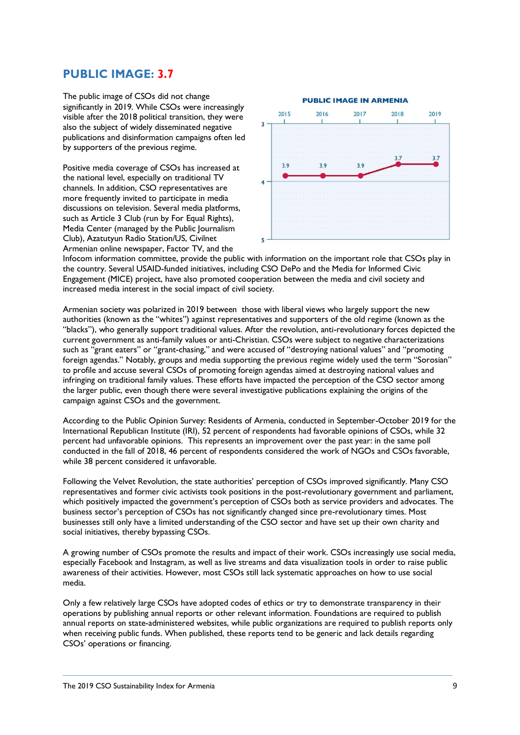## PUBLIC IMAGE: 3.7

The public image of CSOs did not change significantly in 2019. While CSOs were increasingly visible after the 2018 political transition, they were also the subject of widely disseminated negative publications and disinformation campaigns often led by supporters of the previous regime.

**PUBLIC IMAGE IN ARMENIA**

| 2015 | 2016 | 2017 | 2018 | 2019 |
|---|---|---|---|---|
| 3.9 | 3.9 | 3.9 | 3.7 | 3.7 |

Positive media coverage of CSOs has increased at the national level, especially on traditional TV channels. In addition, CSO representatives are more frequently invited to participate in media discussions on television. Several media platforms, such as Article 3 Club (run by For Equal Rights), Media Center (managed by the Public Journalism Club), Azatutyun Radio Station/US, Civilnet Armenian online newspaper, Factor TV, and the Infocom information committee, provide the public with information on the important role that CSOs play in the country. Several USAID-funded initiatives, including CSO DePo and the Media for Informed Civic Engagement (MICE) project, have also promoted cooperation between the media and civil society and increased media interest in the social impact of civil society.

Armenian society was polarized in 2019 between those with liberal views who largely support the new authorities (known as the "whites") against representatives and supporters of the old regime (known as the "blacks"), who generally support traditional values. After the revolution, anti-revolutionary forces depicted the current government as anti-family values or anti-Christian. CSOs were subject to negative characterizations such as "grant eaters" or "grant-chasing," and were accused of "destroying national values" and "promoting foreign agendas." Notably, groups and media supporting the previous regime widely used the term "Sorosian" to profile and accuse several CSOs of promoting foreign agendas aimed at destroying national values and infringing on traditional family values. These efforts have impacted the perception of the CSO sector among the larger public, even though there were several investigative publications explaining the origins of the campaign against CSOs and the government.

According to the Public Opinion Survey: Residents of Armenia, conducted in September-October 2019 for the International Republican Institute (IRI), 52 percent of respondents had favorable opinions of CSOs, while 32 percent had unfavorable opinions. This represents an improvement over the past year: in the same poll conducted in the fall of 2018, 46 percent of respondents considered the work of NGOs and CSOs favorable, while 38 percent considered it unfavorable.

Following the Velvet Revolution, the state authorities' perception of CSOs improved significantly. Many CSO representatives and former civic activists took positions in the post-revolutionary government and parliament, which positively impacted the government's perception of CSOs both as service providers and advocates. The business sector's perception of CSOs has not significantly changed since pre-revolutionary times. Most businesses still only have a limited understanding of the CSO sector and have set up their own charity and social initiatives, thereby bypassing CSOs.

A growing number of CSOs promote the results and impact of their work. CSOs increasingly use social media, especially Facebook and Instagram, as well as live streams and data visualization tools in order to raise public awareness of their activities. However, most CSOs still lack systematic approaches on how to use social media.

Only a few relatively large CSOs have adopted codes of ethics or try to demonstrate transparency in their operations by publishing annual reports or other relevant information. Foundations are required to publish annual reports on state-administered websites, while public organizations are required to publish reports only when receiving public funds. When published, these reports tend to be generic and lack details regarding CSOs' operations or financing.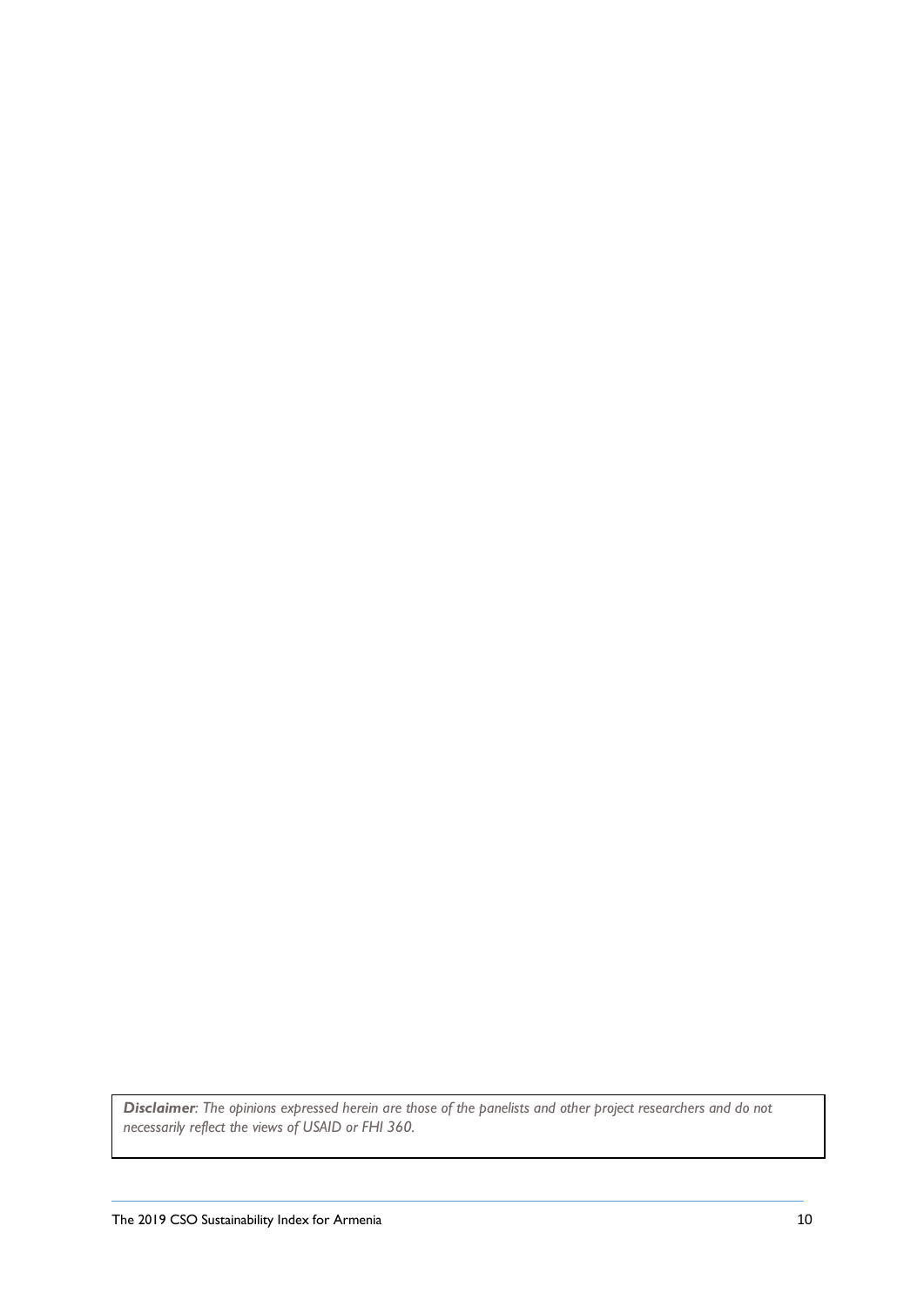***Disclaimer**: The opinions expressed herein are those of the panelists and other project researchers and do not necessarily reflect the views of USAID or FHI 360.*